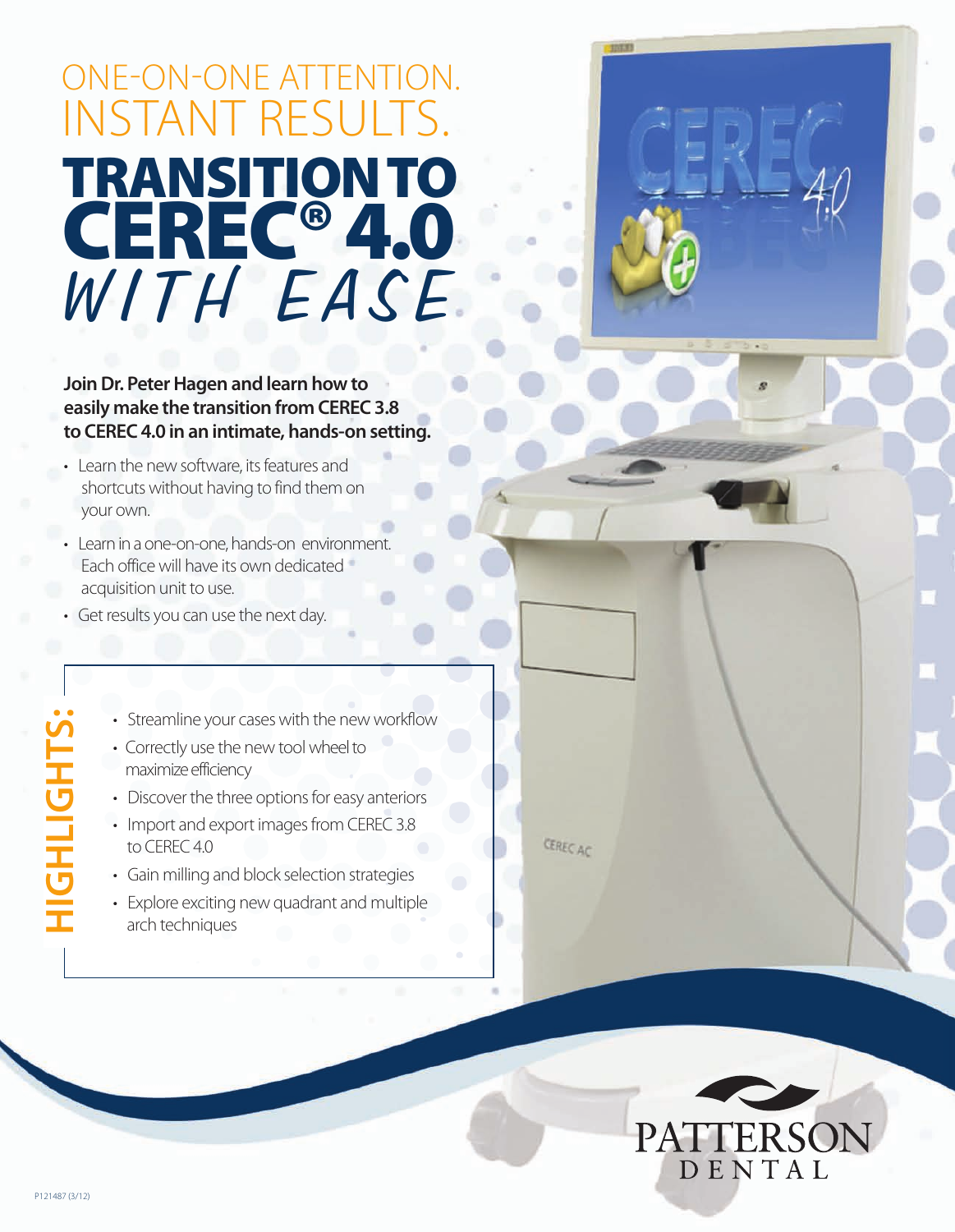# ONE-ON-ONE ATTENTION. INSTANT RESULTS.

# TRANSITION TO CEREC® 4.0 *WITH EASE*

**Join Dr. Peter Hagen and learn how to easily make the transition from CEREC 3.8 to CEREC 4.0 in an intimate, hands-on setting.**

- Learn the new software, its features and shortcuts without having to find them on your own.
- Learn in a one-on-one, hands-on environment. Each office will have its own dedicated acquisition unit to use.
- Get results you can use the next day.

## HIGHLIGHTS:

- Streamline your cases with the new workflow
- Correctly use the new tool wheel to maximize efficiency
- Discover the three options for easy anteriors
- Import and export images from CEREC 3.8 to CEREC 4.0
- Gain milling and block selection strategies
- Explore exciting new quadrant and multiple arch techniques

PATTERSON DENTAL

P121487 (3/12)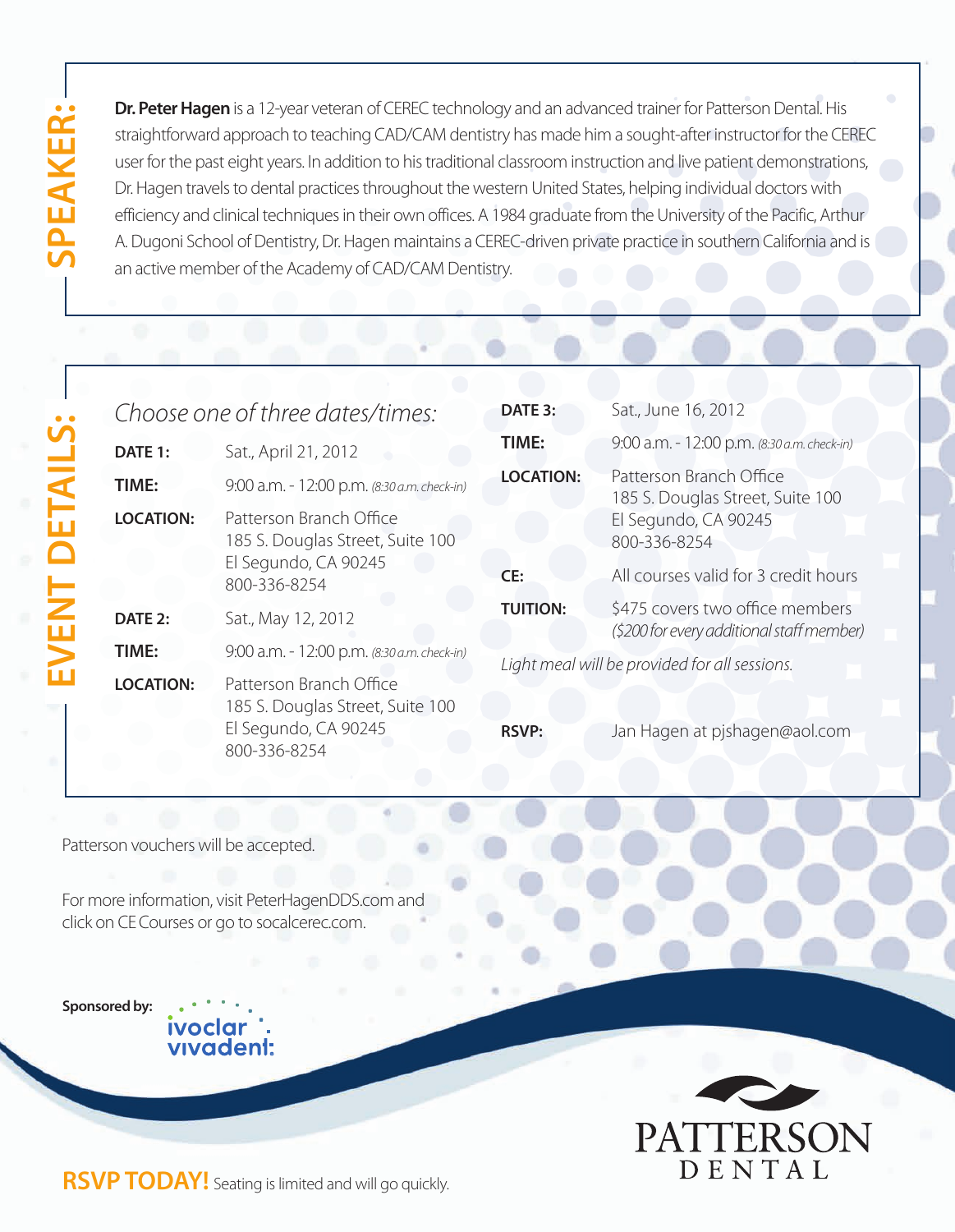## SPEAKER:

**Dr. Peter Hagen** is a 12-year veteran of CEREC technology and an advanced trainer for Patterson Dental. His straightforward approach to teaching CAD/CAM dentistry has made him a sought-after instructor for the CEREC user for the past eight years. In addition to his traditional classroom instruction and live patient demonstrations, Dr. Hagen travels to dental practices throughout the western United States, helping individual doctors with efficiency and clinical techniques in their own offices. A 1984 graduate from the University of the Pacific, Arthur A. Dugoni School of Dentistry, Dr. Hagen maintains a CEREC-driven private practice in southern California and is an active member of the Academy of CAD/CAM Dentistry.

## EVENT DETAILS:

*Choose one of three dates/times:*

**DATE 1:** Sat., April 21, 2012

**TIME:** 9:00 a.m. - 12:00 p.m. *(8:30 a.m. check-in)*

**LOCATION:** Patterson Branch Office
185 S. Douglas Street, Suite 100
El Segundo, CA 90245
800-336-8254

**DATE 2:** Sat., May 12, 2012

**TIME:** 9:00 a.m. - 12:00 p.m. *(8:30 a.m. check-in)*

**LOCATION:** Patterson Branch Office
185 S. Douglas Street, Suite 100
El Segundo, CA 90245
800-336-8254

**DATE 3:** Sat., June 16, 2012

**TIME:** 9:00 a.m. - 12:00 p.m. *(8:30 a.m. check-in)*

**LOCATION:** Patterson Branch Office
185 S. Douglas Street, Suite 100
El Segundo, CA 90245
800-336-8254

**CE:** All courses valid for 3 credit hours

**TUITION:** $475 covers two office members
*($200 for every additional staff member)*

*Light meal will be provided for all sessions.*

**RSVP:** Jan Hagen at pjshagen@aol.com

Patterson vouchers will be accepted.

For more information, visit PeterHagenDDS.com and click on CE Courses or go to socalcerec.com.

**Sponsored by:** ivoclar vivadent

PATTERSON DENTAL

**RSVP TODAY!** Seating is limited and will go quickly.